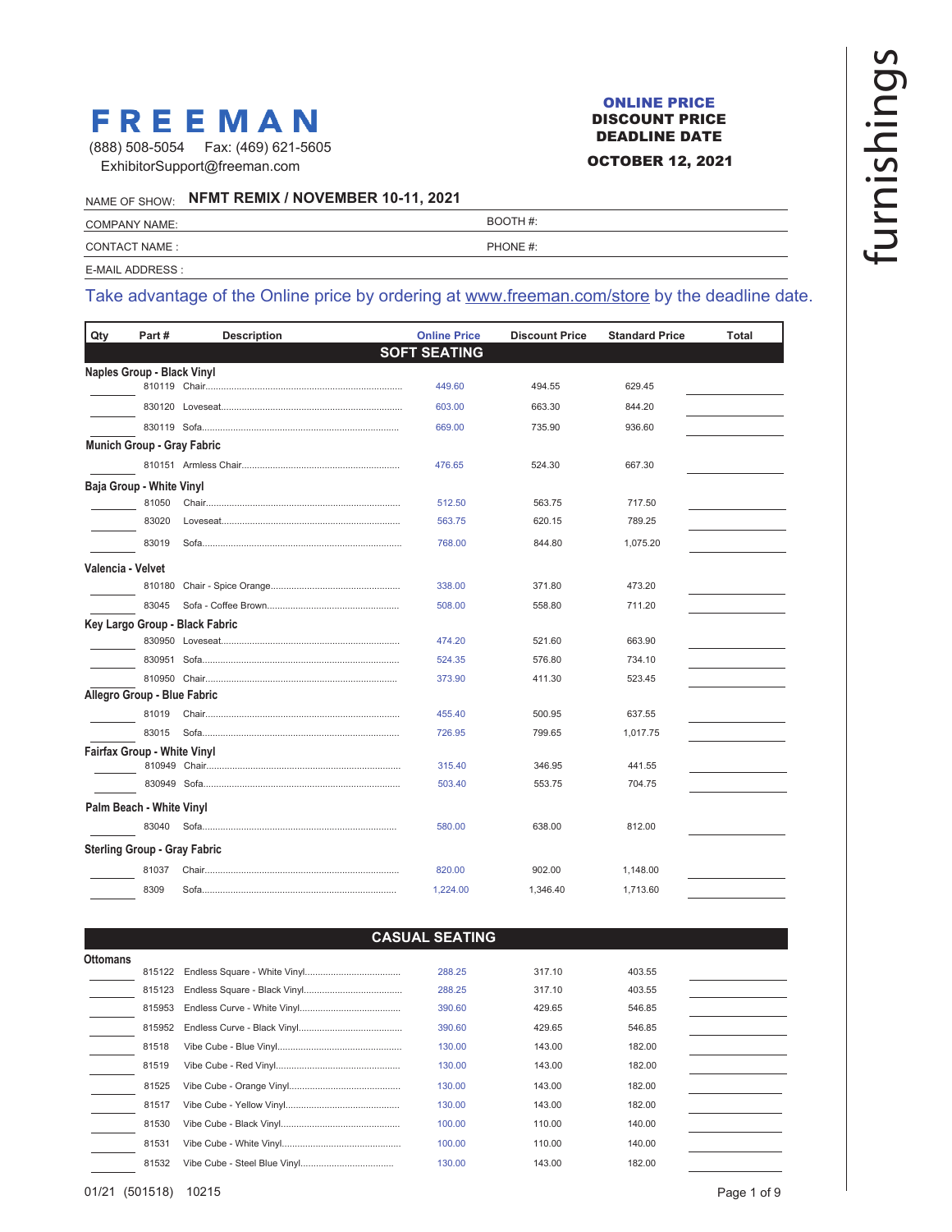furnishings

# FREEMAN

(888) 508-5054 Fax: (469) 621-5605
ExhibitorSupport@freeman.com

**ONLINE PRICE**
**DISCOUNT PRICE**
**DEADLINE DATE**

**OCTOBER 12, 2021**

NAME OF SHOW: **NFMT REMIX / NOVEMBER 10-11, 2021**

COMPANY NAME: BOOTH #:

CONTACT NAME : PHONE #:

E-MAIL ADDRESS :

Take advantage of the Online price by ordering at www.freeman.com/store by the deadline date.

| Qty | Part # | Description | Online Price | Discount Price | Standard Price | Total |
|---|---|---|---|---|---|---|
| | | **SOFT SEATING** | | | | |
| | | **Naples Group - Black Vinyl** | | | | |
| | 810119 | Chair | 449.60 | 494.55 | 629.45 | |
| | 830120 | Loveseat | 603.00 | 663.30 | 844.20 | |
| | 830119 | Sofa | 669.00 | 735.90 | 936.60 | |
| | | **Munich Group - Gray Fabric** | | | | |
| | 810151 | Armless Chair | 476.65 | 524.30 | 667.30 | |
| | | **Baja Group - White Vinyl** | | | | |
| | 81050 | Chair | 512.50 | 563.75 | 717.50 | |
| | 83020 | Loveseat | 563.75 | 620.15 | 789.25 | |
| | 83019 | Sofa | 768.00 | 844.80 | 1,075.20 | |
| | | **Valencia - Velvet** | | | | |
| | 810180 | Chair - Spice Orange | 338.00 | 371.80 | 473.20 | |
| | 83045 | Sofa - Coffee Brown | 508.00 | 558.80 | 711.20 | |
| | | **Key Largo Group - Black Fabric** | | | | |
| | 830950 | Loveseat | 474.20 | 521.60 | 663.90 | |
| | 830951 | Sofa | 524.35 | 576.80 | 734.10 | |
| | 810950 | Chair | 373.90 | 411.30 | 523.45 | |
| | | **Allegro Group - Blue Fabric** | | | | |
| | 81019 | Chair | 455.40 | 500.95 | 637.55 | |
| | 83015 | Sofa | 726.95 | 799.65 | 1,017.75 | |
| | | **Fairfax Group - White Vinyl** | | | | |
| | 810949 | Chair | 315.40 | 346.95 | 441.55 | |
| | 830949 | Sofa | 503.40 | 553.75 | 704.75 | |
| | | **Palm Beach - White Vinyl** | | | | |
| | 83040 | Sofa | 580.00 | 638.00 | 812.00 | |
| | | **Sterling Group - Gray Fabric** | | | | |
| | 81037 | Chair | 820.00 | 902.00 | 1,148.00 | |
| | 8309 | Sofa | 1,224.00 | 1,346.40 | 1,713.60 | |
| | | **CASUAL SEATING** | | | | |
| | | **Ottomans** | | | | |
| | 815122 | Endless Square - White Vinyl | 288.25 | 317.10 | 403.55 | |
| | 815123 | Endless Square - Black Vinyl | 288.25 | 317.10 | 403.55 | |
| | 815953 | Endless Curve - White Vinyl | 390.60 | 429.65 | 546.85 | |
| | 815952 | Endless Curve - Black Vinyl | 390.60 | 429.65 | 546.85 | |
| | 81518 | Vibe Cube - Blue Vinyl | 130.00 | 143.00 | 182.00 | |
| | 81519 | Vibe Cube - Red Vinyl | 130.00 | 143.00 | 182.00 | |
| | 81525 | Vibe Cube - Orange Vinyl | 130.00 | 143.00 | 182.00 | |
| | 81517 | Vibe Cube - Yellow Vinyl | 130.00 | 143.00 | 182.00 | |
| | 81530 | Vibe Cube - Black Vinyl | 100.00 | 110.00 | 140.00 | |
| | 81531 | Vibe Cube - White Vinyl | 100.00 | 110.00 | 140.00 | |
| | 81532 | Vibe Cube - Steel Blue Vinyl | 130.00 | 143.00 | 182.00 | |

01/21 (501518) 10215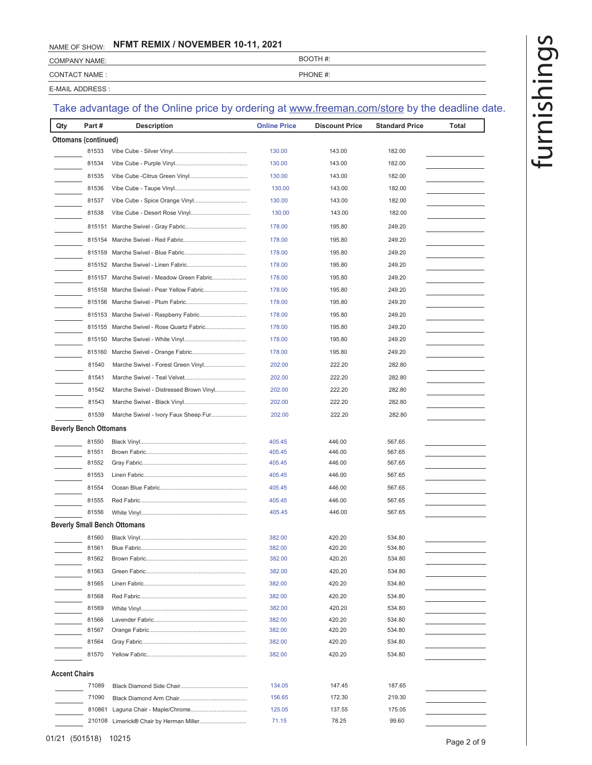NAME OF SHOW: **NFMT REMIX / NOVEMBER 10-11, 2021**

COMPANY NAME: BOOTH #:

CONTACT NAME : PHONE #:

E-MAIL ADDRESS :

Take advantage of the Online price by ordering at www.freeman.com/store by the deadline date.

| Qty | Part # | Description | Online Price | Discount Price | Standard Price | Total |
|---|---|---|---|---|---|---|
| **Ottomans (continued)** | | | | | | |
| | 81533 | Vibe Cube - Silver Vinyl | 130.00 | 143.00 | 182.00 | |
| | 81534 | Vibe Cube - Purple Vinyl | 130.00 | 143.00 | 182.00 | |
| | 81535 | Vibe Cube -Citrus Green Vinyl | 130.00 | 143.00 | 182.00 | |
| | 81536 | Vibe Cube - Taupe Vinyl | 130.00 | 143.00 | 182.00 | |
| | 81537 | Vibe Cube - Spice Orange Vinyl | 130.00 | 143.00 | 182.00 | |
| | 81538 | Vibe Cube - Desert Rose Vinyl | 130.00 | 143.00 | 182.00 | |
| | 815151 | Marche Swivel - Gray Fabric | 178.00 | 195.80 | 249.20 | |
| | 815154 | Marche Swivel - Red Fabric | 178.00 | 195.80 | 249.20 | |
| | 815159 | Marche Swivel - Blue Fabric | 178.00 | 195.80 | 249.20 | |
| | 815152 | Marche Swivel - Linen Fabric | 178.00 | 195.80 | 249.20 | |
| | 815157 | Marche Swivel - Meadow Green Fabric | 178.00 | 195.80 | 249.20 | |
| | 815158 | Marche Swivel - Pear Yellow Fabric | 178.00 | 195.80 | 249.20 | |
| | 815156 | Marche Swivel - Plum Fabric | 178.00 | 195.80 | 249.20 | |
| | 815153 | Marche Swivel - Raspberry Fabric | 178.00 | 195.80 | 249.20 | |
| | 815155 | Marche Swivel - Rose Quartz Fabric | 178.00 | 195.80 | 249.20 | |
| | 815150 | Marche Swivel - White Vinyl | 178.00 | 195.80 | 249.20 | |
| | 815160 | Marche Swivel - Orange Fabric | 178.00 | 195.80 | 249.20 | |
| | 81540 | Marche Swivel - Forest Green Vinyl | 202.00 | 222.20 | 282.80 | |
| | 81541 | Marche Swivel - Teal Velvet | 202.00 | 222.20 | 282.80 | |
| | 81542 | Marche Swivel - Distressed Brown Vinyl | 202.00 | 222.20 | 282.80 | |
| | 81543 | Marche Swivel - Black Vinyl | 202.00 | 222.20 | 282.80 | |
| | 81539 | Marche Swivel - Ivory Faux Sheep Fur | 202.00 | 222.20 | 282.80 | |
| **Beverly Bench Ottomans** | | | | | | |
| | 81550 | Black Vinyl | 405.45 | 446.00 | 567.65 | |
| | 81551 | Brown Fabric | 405.45 | 446.00 | 567.65 | |
| | 81552 | Gray Fabric | 405.45 | 446.00 | 567.65 | |
| | 81553 | Linen Fabric | 405.45 | 446.00 | 567.65 | |
| | 81554 | Ocean Blue Fabric | 405.45 | 446.00 | 567.65 | |
| | 81555 | Red Fabric | 405.45 | 446.00 | 567.65 | |
| | 81556 | White Vinyl | 405.45 | 446.00 | 567.65 | |
| **Beverly Small Bench Ottomans** | | | | | | |
| | 81560 | Black Vinyl | 382.00 | 420.20 | 534.80 | |
| | 81561 | Blue Fabric | 382.00 | 420.20 | 534.80 | |
| | 81562 | Brown Fabric | 382.00 | 420.20 | 534.80 | |
| | 81563 | Green Fabric | 382.00 | 420.20 | 534.80 | |
| | 81565 | Linen Fabric | 382.00 | 420.20 | 534.80 | |
| | 81568 | Red Fabric | 382.00 | 420.20 | 534.80 | |
| | 81569 | White Vinyl | 382.00 | 420.20 | 534.80 | |
| | 81566 | Lavender Fabric | 382.00 | 420.20 | 534.80 | |
| | 81567 | Orange Fabric | 382.00 | 420.20 | 534.80 | |
| | 81564 | Gray Fabric | 382.00 | 420.20 | 534.80 | |
| | 81570 | Yellow Fabric | 382.00 | 420.20 | 534.80 | |
| **Accent Chairs** | | | | | | |
| | 71089 | Black Diamond Side Chair | 134.05 | 147.45 | 187.65 | |
| | 71090 | Black Diamond Arm Chair | 156.65 | 172.30 | 219.30 | |
| | 810861 | Laguna Chair - Maple/Chrome | 125.05 | 137.55 | 175.05 | |
| | 210108 | Limerick® Chair by Herman Miller | 71.15 | 78.25 | 99.60 | |

01/21 (501518) 10215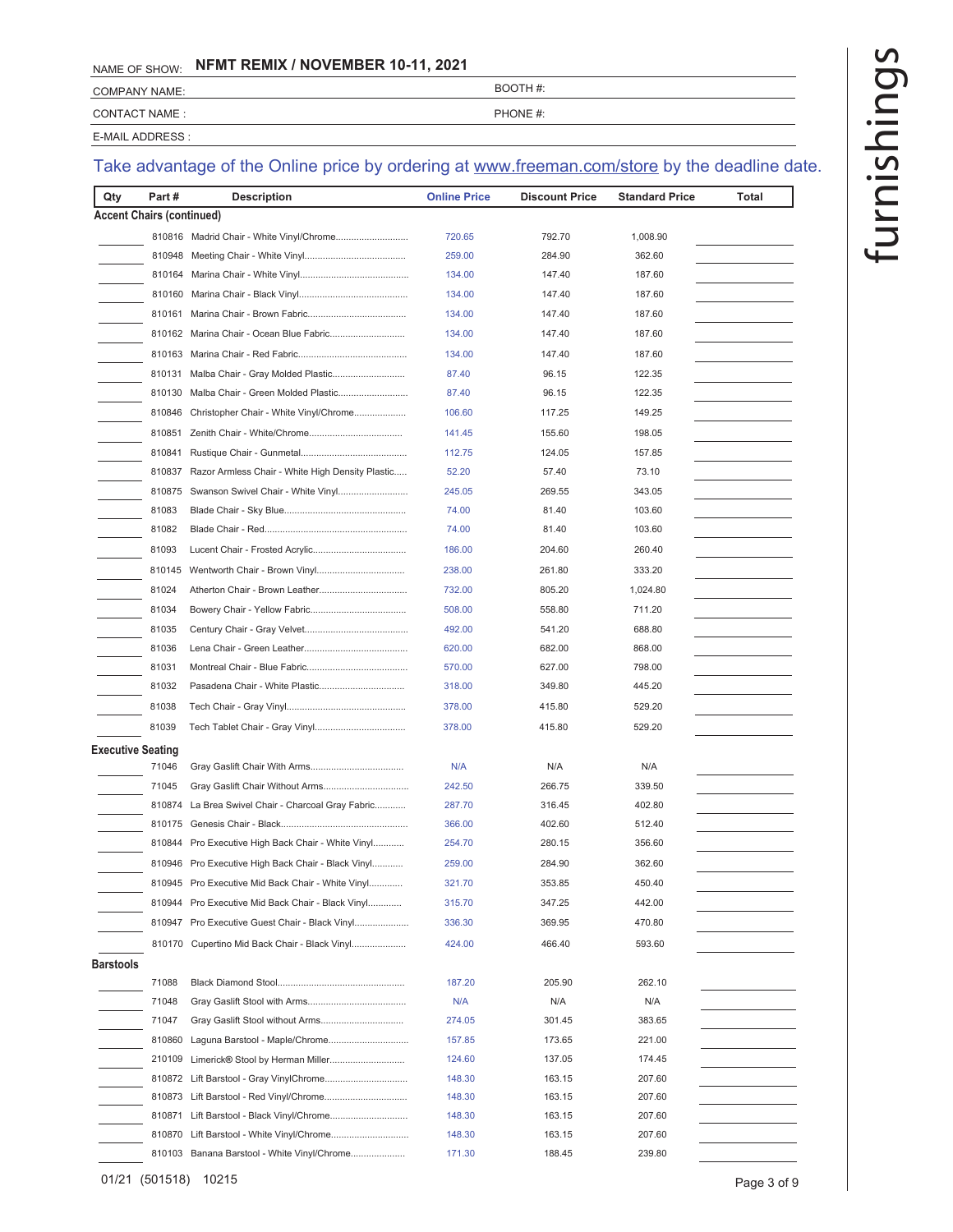NAME OF SHOW: **NFMT REMIX / NOVEMBER 10-11, 2021**

COMPANY NAME: BOOTH #:

CONTACT NAME : PHONE #:

E-MAIL ADDRESS :

## Take advantage of the Online price by ordering at www.freeman.com/store by the deadline date.

furnishings

| Qty | Part # | Description | Online Price | Discount Price | Standard Price | Total |
|---|---|---|---|---|---|---|
| **Accent Chairs (continued)** | | | | | | |
| | 810816 | Madrid Chair - White Vinyl/Chrome | 720.65 | 792.70 | 1,008.90 | |
| | 810948 | Meeting Chair - White Vinyl | 259.00 | 284.90 | 362.60 | |
| | 810164 | Marina Chair - White Vinyl | 134.00 | 147.40 | 187.60 | |
| | 810160 | Marina Chair - Black Vinyl | 134.00 | 147.40 | 187.60 | |
| | 810161 | Marina Chair - Brown Fabric | 134.00 | 147.40 | 187.60 | |
| | 810162 | Marina Chair - Ocean Blue Fabric | 134.00 | 147.40 | 187.60 | |
| | 810163 | Marina Chair - Red Fabric | 134.00 | 147.40 | 187.60 | |
| | 810131 | Malba Chair - Gray Molded Plastic | 87.40 | 96.15 | 122.35 | |
| | 810130 | Malba Chair - Green Molded Plastic | 87.40 | 96.15 | 122.35 | |
| | 810846 | Christopher Chair - White Vinyl/Chrome | 106.60 | 117.25 | 149.25 | |
| | 810851 | Zenith Chair - White/Chrome | 141.45 | 155.60 | 198.05 | |
| | 810841 | Rustique Chair - Gunmetal | 112.75 | 124.05 | 157.85 | |
| | 810837 | Razor Armless Chair - White High Density Plastic | 52.20 | 57.40 | 73.10 | |
| | 810875 | Swanson Swivel Chair - White Vinyl | 245.05 | 269.55 | 343.05 | |
| | 81083 | Blade Chair - Sky Blue | 74.00 | 81.40 | 103.60 | |
| | 81082 | Blade Chair - Red | 74.00 | 81.40 | 103.60 | |
| | 81093 | Lucent Chair - Frosted Acrylic | 186.00 | 204.60 | 260.40 | |
| | 810145 | Wentworth Chair - Brown Vinyl | 238.00 | 261.80 | 333.20 | |
| | 81024 | Atherton Chair - Brown Leather | 732.00 | 805.20 | 1,024.80 | |
| | 81034 | Bowery Chair - Yellow Fabric | 508.00 | 558.80 | 711.20 | |
| | 81035 | Century Chair - Gray Velvet | 492.00 | 541.20 | 688.80 | |
| | 81036 | Lena Chair - Green Leather | 620.00 | 682.00 | 868.00 | |
| | 81031 | Montreal Chair - Blue Fabric | 570.00 | 627.00 | 798.00 | |
| | 81032 | Pasadena Chair - White Plastic | 318.00 | 349.80 | 445.20 | |
| | 81038 | Tech Chair - Gray Vinyl | 378.00 | 415.80 | 529.20 | |
| | 81039 | Tech Tablet Chair - Gray Vinyl | 378.00 | 415.80 | 529.20 | |
| **Executive Seating** | | | | | | |
| | 71046 | Gray Gaslift Chair With Arms | N/A | N/A | N/A | |
| | 71045 | Gray Gaslift Chair Without Arms | 242.50 | 266.75 | 339.50 | |
| | 810874 | La Brea Swivel Chair - Charcoal Gray Fabric | 287.70 | 316.45 | 402.80 | |
| | 810175 | Genesis Chair - Black | 366.00 | 402.60 | 512.40 | |
| | 810844 | Pro Executive High Back Chair - White Vinyl | 254.70 | 280.15 | 356.60 | |
| | 810946 | Pro Executive High Back Chair - Black Vinyl | 259.00 | 284.90 | 362.60 | |
| | 810945 | Pro Executive Mid Back Chair - White Vinyl | 321.70 | 353.85 | 450.40 | |
| | 810944 | Pro Executive Mid Back Chair - Black Vinyl | 315.70 | 347.25 | 442.00 | |
| | 810947 | Pro Executive Guest Chair - Black Vinyl | 336.30 | 369.95 | 470.80 | |
| | 810170 | Cupertino Mid Back Chair - Black Vinyl | 424.00 | 466.40 | 593.60 | |
| **Barstools** | | | | | | |
| | 71088 | Black Diamond Stool | 187.20 | 205.90 | 262.10 | |
| | 71048 | Gray Gaslift Stool with Arms | N/A | N/A | N/A | |
| | 71047 | Gray Gaslift Stool without Arms | 274.05 | 301.45 | 383.65 | |
| | 810860 | Laguna Barstool - Maple/Chrome | 157.85 | 173.65 | 221.00 | |
| | 210109 | Limerick® Stool by Herman Miller | 124.60 | 137.05 | 174.45 | |
| | 810872 | Lift Barstool - Gray VinylChrome | 148.30 | 163.15 | 207.60 | |
| | 810873 | Lift Barstool - Red Vinyl/Chrome | 148.30 | 163.15 | 207.60 | |
| | 810871 | Lift Barstool - Black Vinyl/Chrome | 148.30 | 163.15 | 207.60 | |
| | 810870 | Lift Barstool - White Vinyl/Chrome | 148.30 | 163.15 | 207.60 | |
| | 810103 | Banana Barstool - White Vinyl/Chrome | 171.30 | 188.45 | 239.80 | |

01/21 (501518) 10215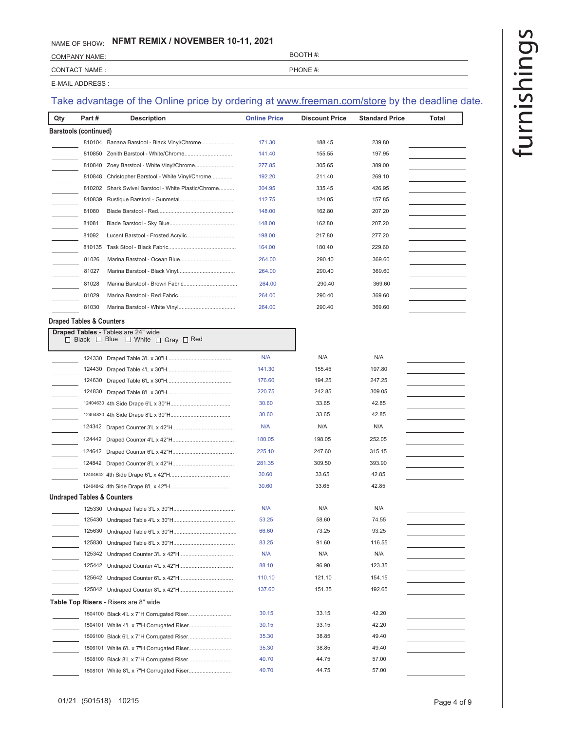NAME OF SHOW: **NFMT REMIX / NOVEMBER 10-11, 2021**

COMPANY NAME: BOOTH #:

CONTACT NAME : PHONE #:

E-MAIL ADDRESS :

Take advantage of the Online price by ordering at www.freeman.com/store by the deadline date.

furnishings

| Qty | Part # | Description | Online Price | Discount Price | Standard Price | Total |
|---|---|---|---|---|---|---|
| **Barstools (continued)** | | | | | | |
| | 810104 | Banana Barstool - Black Vinyl/Chrome | 171.30 | 188.45 | 239.80 | |
| | 810850 | Zenith Barstool - White/Chrome | 141.40 | 155.55 | 197.95 | |
| | 810840 | Zoey Barstool - White Vinyl/Chrome | 277.85 | 305.65 | 389.00 | |
| | 810848 | Christopher Barstool - White Vinyl/Chrome | 192.20 | 211.40 | 269.10 | |
| | 810202 | Shark Swivel Barstool - White Plastic/Chrome | 304.95 | 335.45 | 426.95 | |
| | 810839 | Rustique Barstool - Gunmetal | 112.75 | 124.05 | 157.85 | |
| | 81080 | Blade Barstool - Red | 148.00 | 162.80 | 207.20 | |
| | 81081 | Blade Barstool - Sky Blue | 148.00 | 162.80 | 207.20 | |
| | 81092 | Lucent Barstool - Frosted Acrylic | 198.00 | 217.80 | 277.20 | |
| | 810135 | Task Stool - Black Fabric | 164.00 | 180.40 | 229.60 | |
| | 81026 | Marina Barstool - Ocean Blue | 264.00 | 290.40 | 369.60 | |
| | 81027 | Marina Barstool - Black Vinyl | 264.00 | 290.40 | 369.60 | |
| | 81028 | Marina Barstool - Brown Fabric | 264.00 | 290.40 | 369.60 | |
| | 81029 | Marina Barstool - Red Fabric | 264.00 | 290.40 | 369.60 | |
| | 81030 | Marina Barstool - White Vinyl | 264.00 | 290.40 | 369.60 | |
| **Draped Tables & Counters** | | | | | | |
| **Draped Tables** - Tables are 24" wide ☐ Black ☐ Blue ☐ White ☐ Gray ☐ Red | | | | | | |
| | 124330 | Draped Table 3'L x 30"H | N/A | N/A | N/A | |
| | 124430 | Draped Table 4'L x 30"H | 141.30 | 155.45 | 197.80 | |
| | 124630 | Draped Table 6'L x 30"H | 176.60 | 194.25 | 247.25 | |
| | 124830 | Draped Table 8'L x 30"H | 220.75 | 242.85 | 309.05 | |
| | 12404630 | 4th Side Drape 6'L x 30"H | 30.60 | 33.65 | 42.85 | |
| | 12404830 | 4th Side Drape 8'L x 30"H | 30.60 | 33.65 | 42.85 | |
| | 124342 | Draped Counter 3'L x 42"H | N/A | N/A | N/A | |
| | 124442 | Draped Counter 4'L x 42"H | 180.05 | 198.05 | 252.05 | |
| | 124642 | Draped Counter 6'L x 42"H | 225.10 | 247.60 | 315.15 | |
| | 124842 | Draped Counter 8'L x 42"H | 281.35 | 309.50 | 393.90 | |
| | 12404642 | 4th Side Drape 6'L x 42"H | 30.60 | 33.65 | 42.85 | |
| | 12404842 | 4th Side Drape 8'L x 42"H | 30.60 | 33.65 | 42.85 | |
| **Undraped Tables & Counters** | | | | | | |
| | 125330 | Undraped Table 3'L x 30"H | N/A | N/A | N/A | |
| | 125430 | Undraped Table 4'L x 30"H | 53.25 | 58.60 | 74.55 | |
| | 125630 | Undraped Table 6'L x 30"H | 66.60 | 73.25 | 93.25 | |
| | 125830 | Undraped Table 8'L x 30"H | 83.25 | 91.60 | 116.55 | |
| | 125342 | Undraped Counter 3'L x 42"H | N/A | N/A | N/A | |
| | 125442 | Undraped Counter 4'L x 42"H | 88.10 | 96.90 | 123.35 | |
| | 125642 | Undraped Counter 6'L x 42"H | 110.10 | 121.10 | 154.15 | |
| | 125842 | Undraped Counter 8'L x 42"H | 137.60 | 151.35 | 192.65 | |
| **Table Top Risers** - Risers are 8" wide | | | | | | |
| | 1504100 | Black 4'L x 7"H Corrugated Riser | 30.15 | 33.15 | 42.20 | |
| | 1504101 | White 4'L x 7"H Corrugated Riser | 30.15 | 33.15 | 42.20 | |
| | 1506100 | Black 6'L x 7"H Corrugated Riser | 35.30 | 38.85 | 49.40 | |
| | 1506101 | White 6'L x 7"H Corrugated Riser | 35.30 | 38.85 | 49.40 | |
| | 1508100 | Black 8'L x 7"H Corrugated Riser | 40.70 | 44.75 | 57.00 | |
| | 1508101 | White 8'L x 7"H Corrugated Riser | 40.70 | 44.75 | 57.00 | |

01/21 (501518) 10215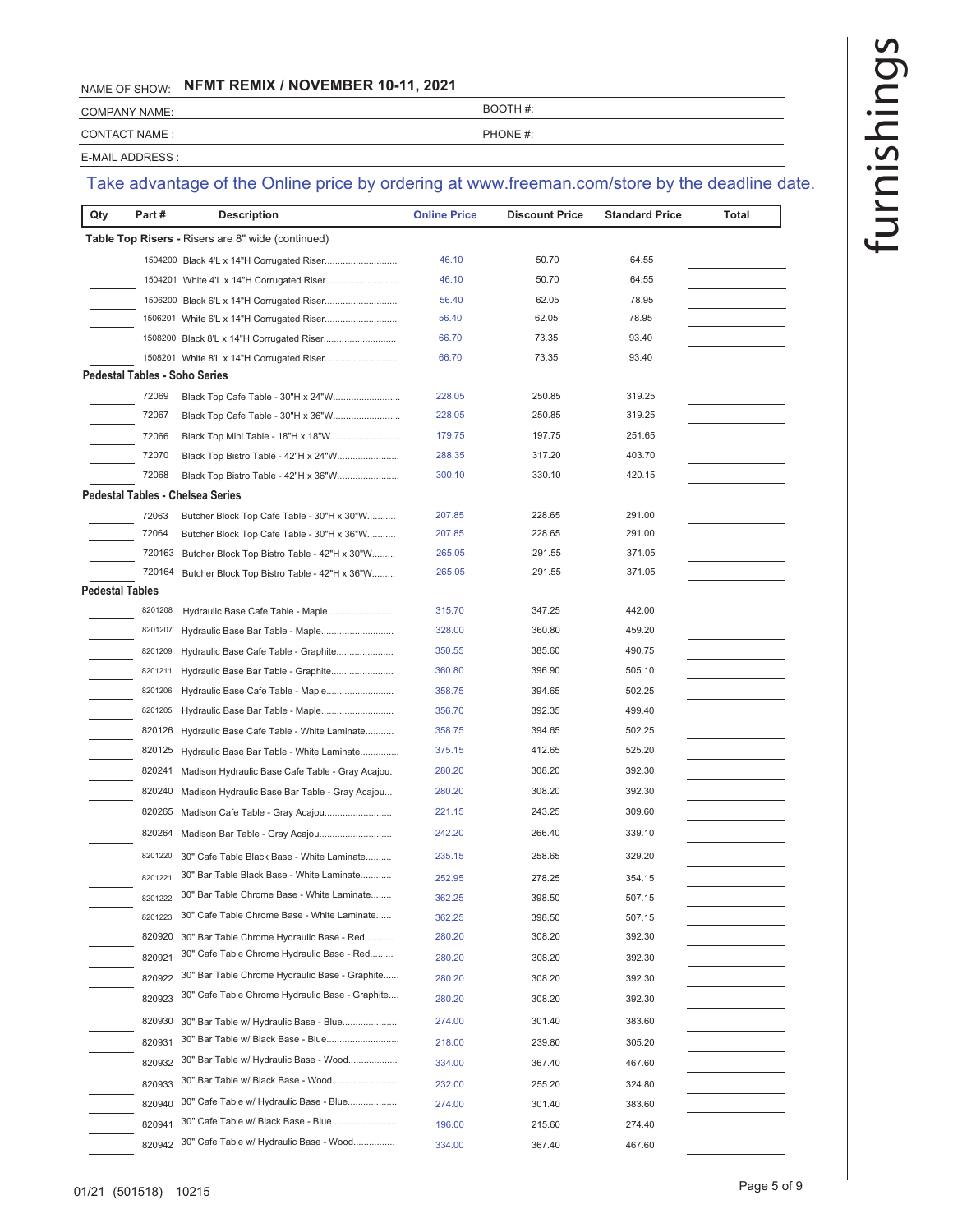NAME OF SHOW: **NFMT REMIX / NOVEMBER 10-11, 2021**

COMPANY NAME: BOOTH #:

CONTACT NAME : PHONE #:

E-MAIL ADDRESS :

Take advantage of the Online price by ordering at www.freeman.com/store by the deadline date.

furnishings

| Qty | Part # | Description | Online Price | Discount Price | Standard Price | Total |
|---|---|---|---|---|---|---|
| **Table Top Risers -** Risers are 8" wide (continued) | | | | | | |
| | 1504200 | Black 4'L x 14"H Corrugated Riser | 46.10 | 50.70 | 64.55 | |
| | 1504201 | White 4'L x 14"H Corrugated Riser | 46.10 | 50.70 | 64.55 | |
| | 1506200 | Black 6'L x 14"H Corrugated Riser | 56.40 | 62.05 | 78.95 | |
| | 1506201 | White 6'L x 14"H Corrugated Riser | 56.40 | 62.05 | 78.95 | |
| | 1508200 | Black 8'L x 14"H Corrugated Riser | 66.70 | 73.35 | 93.40 | |
| | 1508201 | White 8'L x 14"H Corrugated Riser | 66.70 | 73.35 | 93.40 | |
| **Pedestal Tables - Soho Series** | | | | | | |
| | 72069 | Black Top Cafe Table - 30"H x 24"W | 228.05 | 250.85 | 319.25 | |
| | 72067 | Black Top Cafe Table - 30"H x 36"W | 228.05 | 250.85 | 319.25 | |
| | 72066 | Black Top Mini Table - 18"H x 18"W | 179.75 | 197.75 | 251.65 | |
| | 72070 | Black Top Bistro Table - 42"H x 24"W | 288.35 | 317.20 | 403.70 | |
| | 72068 | Black Top Bistro Table - 42"H x 36"W | 300.10 | 330.10 | 420.15 | |
| **Pedestal Tables - Chelsea Series** | | | | | | |
| | 72063 | Butcher Block Top Cafe Table - 30"H x 30"W | 207.85 | 228.65 | 291.00 | |
| | 72064 | Butcher Block Top Cafe Table - 30"H x 36"W | 207.85 | 228.65 | 291.00 | |
| | 720163 | Butcher Block Top Bistro Table - 42"H x 30"W | 265.05 | 291.55 | 371.05 | |
| | 720164 | Butcher Block Top Bistro Table - 42"H x 36"W | 265.05 | 291.55 | 371.05 | |
| **Pedestal Tables** | | | | | | |
| | 8201208 | Hydraulic Base Cafe Table - Maple | 315.70 | 347.25 | 442.00 | |
| | 8201207 | Hydraulic Base Bar Table - Maple | 328.00 | 360.80 | 459.20 | |
| | 8201209 | Hydraulic Base Cafe Table - Graphite | 350.55 | 385.60 | 490.75 | |
| | 8201211 | Hydraulic Base Bar Table - Graphite | 360.80 | 396.90 | 505.10 | |
| | 8201206 | Hydraulic Base Cafe Table - Maple | 358.75 | 394.65 | 502.25 | |
| | 8201205 | Hydraulic Base Bar Table - Maple | 356.70 | 392.35 | 499.40 | |
| | 820126 | Hydraulic Base Cafe Table - White Laminate | 358.75 | 394.65 | 502.25 | |
| | 820125 | Hydraulic Base Bar Table - White Laminate | 375.15 | 412.65 | 525.20 | |
| | 820241 | Madison Hydraulic Base Cafe Table - Gray Acajou. | 280.20 | 308.20 | 392.30 | |
| | 820240 | Madison Hydraulic Base Bar Table - Gray Acajou | 280.20 | 308.20 | 392.30 | |
| | 820265 | Madison Cafe Table - Gray Acajou | 221.15 | 243.25 | 309.60 | |
| | 820264 | Madison Bar Table - Gray Acajou | 242.20 | 266.40 | 339.10 | |
| | 8201220 | 30" Cafe Table Black Base - White Laminate | 235.15 | 258.65 | 329.20 | |
| | 8201221 | 30" Bar Table Black Base - White Laminate | 252.95 | 278.25 | 354.15 | |
| | 8201222 | 30" Bar Table Chrome Base - White Laminate | 362.25 | 398.50 | 507.15 | |
| | 8201223 | 30" Cafe Table Chrome Base - White Laminate | 362.25 | 398.50 | 507.15 | |
| | 820920 | 30" Bar Table Chrome Hydraulic Base - Red | 280.20 | 308.20 | 392.30 | |
| | 820921 | 30" Cafe Table Chrome Hydraulic Base - Red | 280.20 | 308.20 | 392.30 | |
| | 820922 | 30" Bar Table Chrome Hydraulic Base - Graphite | 280.20 | 308.20 | 392.30 | |
| | 820923 | 30" Cafe Table Chrome Hydraulic Base - Graphite | 280.20 | 308.20 | 392.30 | |
| | 820930 | 30" Bar Table w/ Hydraulic Base - Blue | 274.00 | 301.40 | 383.60 | |
| | 820931 | 30" Bar Table w/ Black Base - Blue | 218.00 | 239.80 | 305.20 | |
| | 820932 | 30" Bar Table w/ Hydraulic Base - Wood | 334.00 | 367.40 | 467.60 | |
| | 820933 | 30" Bar Table w/ Black Base - Wood | 232.00 | 255.20 | 324.80 | |
| | 820940 | 30" Cafe Table w/ Hydraulic Base - Blue | 274.00 | 301.40 | 383.60 | |
| | 820941 | 30" Cafe Table w/ Black Base - Blue | 196.00 | 215.60 | 274.40 | |
| | 820942 | 30" Cafe Table w/ Hydraulic Base - Wood | 334.00 | 367.40 | 467.60 | |

01/21 (501518) 10215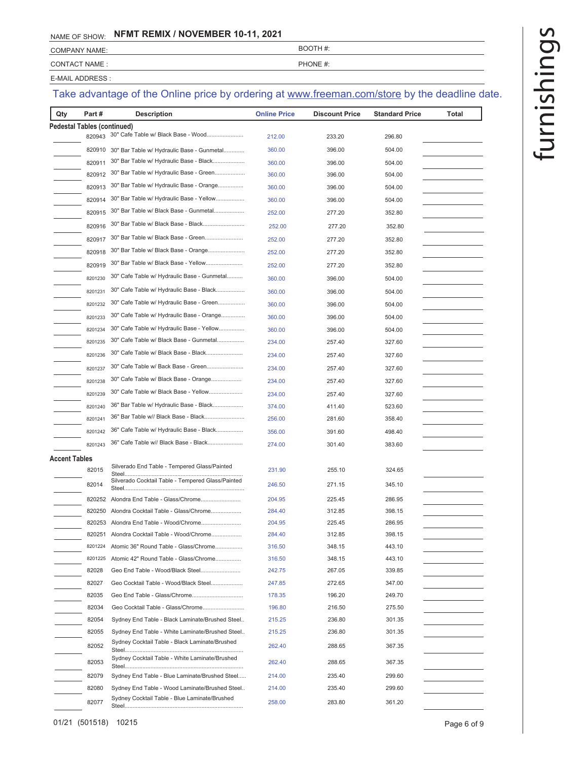NAME OF SHOW: **NFMT REMIX / NOVEMBER 10-11, 2021**

COMPANY NAME: BOOTH #:

CONTACT NAME : PHONE #:

E-MAIL ADDRESS :

Take advantage of the Online price by ordering at www.freeman.com/store by the deadline date.

furnishings

| Qty | Part # | Description | Online Price | Discount Price | Standard Price | Total |
|---|---|---|---|---|---|---|
| **Pedestal Tables (continued)** | | | | | | |
| | 820943 | 30" Cafe Table w/ Black Base - Wood | 212.00 | 233.20 | 296.80 | |
| | 820910 | 30" Bar Table w/ Hydraulic Base - Gunmetal | 360.00 | 396.00 | 504.00 | |
| | 820911 | 30" Bar Table w/ Hydraulic Base - Black | 360.00 | 396.00 | 504.00 | |
| | 820912 | 30" Bar Table w/ Hydraulic Base - Green | 360.00 | 396.00 | 504.00 | |
| | 820913 | 30" Bar Table w/ Hydraulic Base - Orange | 360.00 | 396.00 | 504.00 | |
| | 820914 | 30" Bar Table w/ Hydraulic Base - Yellow | 360.00 | 396.00 | 504.00 | |
| | 820915 | 30" Bar Table w/ Black Base - Gunmetal | 252.00 | 277.20 | 352.80 | |
| | 820916 | 30" Bar Table w/ Black Base - Black | 252.00 | 277.20 | 352.80 | |
| | 820917 | 30" Bar Table w/ Black Base - Green | 252.00 | 277.20 | 352.80 | |
| | 820918 | 30" Bar Table w/ Black Base - Orange | 252.00 | 277.20 | 352.80 | |
| | 820919 | 30" Bar Table w/ Black Base - Yellow | 252.00 | 277.20 | 352.80 | |
| | 8201230 | 30" Cafe Table w/ Hydraulic Base - Gunmetal | 360.00 | 396.00 | 504.00 | |
| | 8201231 | 30" Cafe Table w/ Hydraulic Base - Black | 360.00 | 396.00 | 504.00 | |
| | 8201232 | 30" Cafe Table w/ Hydraulic Base - Green | 360.00 | 396.00 | 504.00 | |
| | 8201233 | 30" Cafe Table w/ Hydraulic Base - Orange | 360.00 | 396.00 | 504.00 | |
| | 8201234 | 30" Cafe Table w/ Hydraulic Base - Yellow | 360.00 | 396.00 | 504.00 | |
| | 8201235 | 30" Cafe Table w/ Black Base - Gunmetal | 234.00 | 257.40 | 327.60 | |
| | 8201236 | 30" Cafe Table w/ Black Base - Black | 234.00 | 257.40 | 327.60 | |
| | 8201237 | 30" Cafe Table w/ Back Base - Green | 234.00 | 257.40 | 327.60 | |
| | 8201238 | 30" Cafe Table w/ Black Base - Orange | 234.00 | 257.40 | 327.60 | |
| | 8201239 | 30" Cafe Table w/ Black Base - Yellow | 234.00 | 257.40 | 327.60 | |
| | 8201240 | 36" Bar Table w/ Hydraulic Base - Black | 374.00 | 411.40 | 523.60 | |
| | 8201241 | 36" Bar Table w// Black Base - Black | 256.00 | 281.60 | 358.40 | |
| | 8201242 | 36" Cafe Table w/ Hydraulic Base - Black | 356.00 | 391.60 | 498.40 | |
| | 8201243 | 36" Cafe Table w// Black Base - Black | 274.00 | 301.40 | 383.60 | |
| **Accent Tables** | | | | | | |
| | 82015 | Silverado End Table - Tempered Glass/Painted Steel | 231.90 | 255.10 | 324.65 | |
| | 82014 | Silverado Cocktail Table - Tempered Glass/Painted Steel | 246.50 | 271.15 | 345.10 | |
| | 820252 | Alondra End Table - Glass/Chrome | 204.95 | 225.45 | 286.95 | |
| | 820250 | Alondra Cocktail Table - Glass/Chrome | 284.40 | 312.85 | 398.15 | |
| | 820253 | Alondra End Table - Wood/Chrome | 204.95 | 225.45 | 286.95 | |
| | 820251 | Alondra Cocktail Table - Wood/Chrome | 284.40 | 312.85 | 398.15 | |
| | 8201224 | Atomic 36" Round Table - Glass/Chrome | 316.50 | 348.15 | 443.10 | |
| | 8201225 | Atomic 42" Round Table - Glass/Chrome | 316.50 | 348.15 | 443.10 | |
| | 82028 | Geo End Table - Wood/Black Steel | 242.75 | 267.05 | 339.85 | |
| | 82027 | Geo Cocktail Table - Wood/Black Steel | 247.85 | 272.65 | 347.00 | |
| | 82035 | Geo End Table - Glass/Chrome | 178.35 | 196.20 | 249.70 | |
| | 82034 | Geo Cocktail Table - Glass/Chrome | 196.80 | 216.50 | 275.50 | |
| | 82054 | Sydney End Table - Black Laminate/Brushed Steel | 215.25 | 236.80 | 301.35 | |
| | 82055 | Sydney End Table - White Laminate/Brushed Steel | 215.25 | 236.80 | 301.35 | |
| | 82052 | Sydney Cocktail Table - Black Laminate/Brushed Steel | 262.40 | 288.65 | 367.35 | |
| | 82053 | Sydney Cocktail Table - White Laminate/Brushed Steel | 262.40 | 288.65 | 367.35 | |
| | 82079 | Sydney End Table - Blue Laminate/Brushed Steel | 214.00 | 235.40 | 299.60 | |
| | 82080 | Sydney End Table - Wood Laminate/Brushed Steel | 214.00 | 235.40 | 299.60 | |
| | 82077 | Sydney Cocktail Table - Blue Laminate/Brushed Steel | 258.00 | 283.80 | 361.20 | |

01/21 (501518) 10215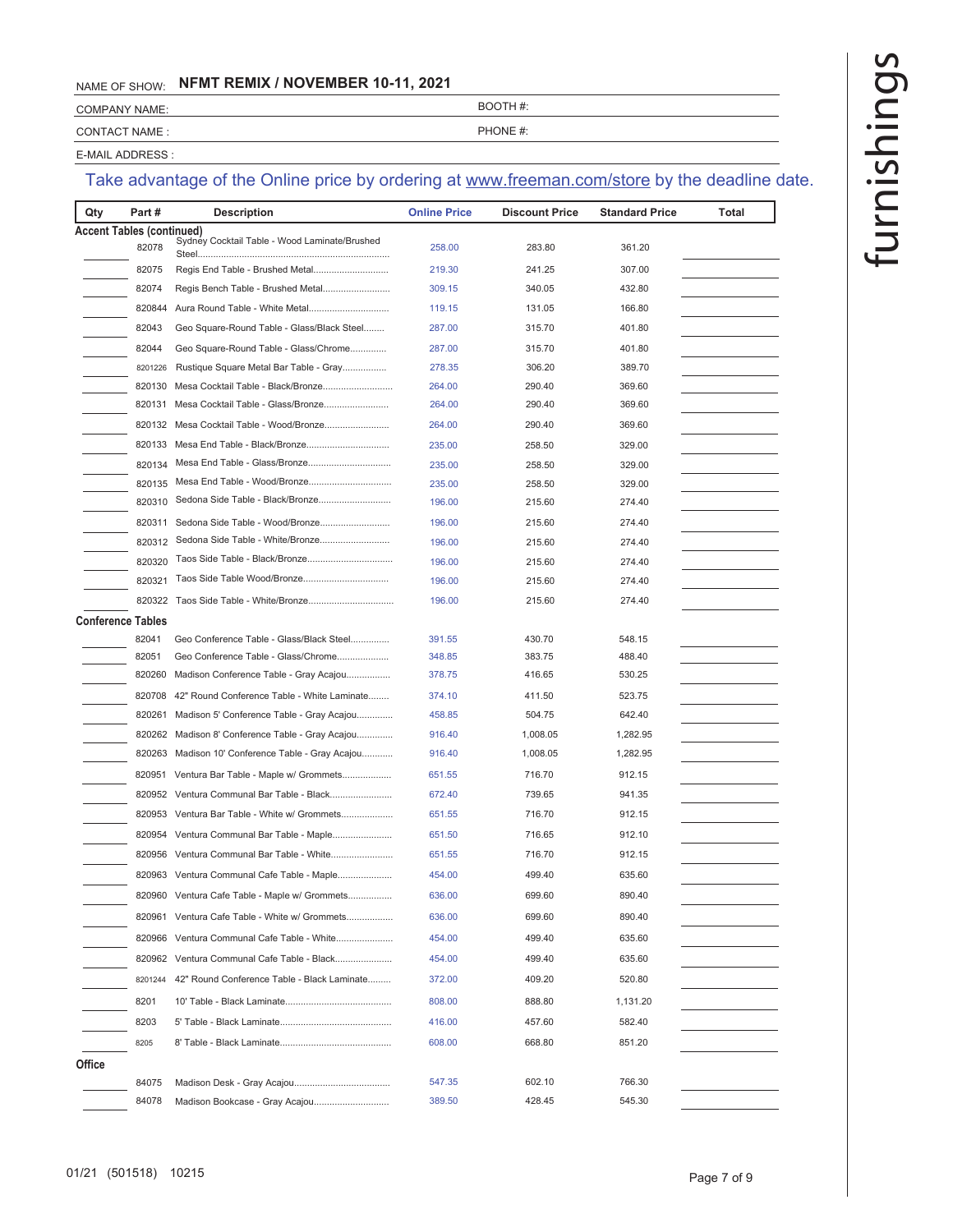NAME OF SHOW: **NFMT REMIX / NOVEMBER 10-11, 2021**

COMPANY NAME: BOOTH #:

CONTACT NAME : PHONE #:

E-MAIL ADDRESS :

Take advantage of the Online price by ordering at www.freeman.com/store by the deadline date.

| Qty | Part # | Description | Online Price | Discount Price | Standard Price | Total |
|---|---|---|---|---|---|---|
| **Accent Tables (continued)** | | | | | | |
| | 82078 | Sydney Cocktail Table - Wood Laminate/Brushed Steel | 258.00 | 283.80 | 361.20 | |
| | 82075 | Regis End Table - Brushed Metal | 219.30 | 241.25 | 307.00 | |
| | 82074 | Regis Bench Table - Brushed Metal | 309.15 | 340.05 | 432.80 | |
| | 820844 | Aura Round Table - White Metal | 119.15 | 131.05 | 166.80 | |
| | 82043 | Geo Square-Round Table - Glass/Black Steel | 287.00 | 315.70 | 401.80 | |
| | 82044 | Geo Square-Round Table - Glass/Chrome | 287.00 | 315.70 | 401.80 | |
| | 8201226 | Rustique Square Metal Bar Table - Gray | 278.35 | 306.20 | 389.70 | |
| | 820130 | Mesa Cocktail Table - Black/Bronze | 264.00 | 290.40 | 369.60 | |
| | 820131 | Mesa Cocktail Table - Glass/Bronze | 264.00 | 290.40 | 369.60 | |
| | 820132 | Mesa Cocktail Table - Wood/Bronze | 264.00 | 290.40 | 369.60 | |
| | 820133 | Mesa End Table - Black/Bronze | 235.00 | 258.50 | 329.00 | |
| | 820134 | Mesa End Table - Glass/Bronze | 235.00 | 258.50 | 329.00 | |
| | 820135 | Mesa End Table - Wood/Bronze | 235.00 | 258.50 | 329.00 | |
| | 820310 | Sedona Side Table - Black/Bronze | 196.00 | 215.60 | 274.40 | |
| | 820311 | Sedona Side Table - Wood/Bronze | 196.00 | 215.60 | 274.40 | |
| | 820312 | Sedona Side Table - White/Bronze | 196.00 | 215.60 | 274.40 | |
| | 820320 | Taos Side Table - Black/Bronze | 196.00 | 215.60 | 274.40 | |
| | 820321 | Taos Side Table Wood/Bronze | 196.00 | 215.60 | 274.40 | |
| | 820322 | Taos Side Table - White/Bronze | 196.00 | 215.60 | 274.40 | |
| **Conference Tables** | | | | | | |
| | 82041 | Geo Conference Table - Glass/Black Steel | 391.55 | 430.70 | 548.15 | |
| | 82051 | Geo Conference Table - Glass/Chrome | 348.85 | 383.75 | 488.40 | |
| | 820260 | Madison Conference Table - Gray Acajou | 378.75 | 416.65 | 530.25 | |
| | 820708 | 42" Round Conference Table - White Laminate | 374.10 | 411.50 | 523.75 | |
| | 820261 | Madison 5' Conference Table - Gray Acajou | 458.85 | 504.75 | 642.40 | |
| | 820262 | Madison 8' Conference Table - Gray Acajou | 916.40 | 1,008.05 | 1,282.95 | |
| | 820263 | Madison 10' Conference Table - Gray Acajou | 916.40 | 1,008.05 | 1,282.95 | |
| | 820951 | Ventura Bar Table - Maple w/ Grommets | 651.55 | 716.70 | 912.15 | |
| | 820952 | Ventura Communal Bar Table - Black | 672.40 | 739.65 | 941.35 | |
| | 820953 | Ventura Bar Table - White w/ Grommets | 651.55 | 716.70 | 912.15 | |
| | 820954 | Ventura Communal Bar Table - Maple | 651.50 | 716.65 | 912.10 | |
| | 820956 | Ventura Communal Bar Table - White | 651.55 | 716.70 | 912.15 | |
| | 820963 | Ventura Communal Cafe Table - Maple | 454.00 | 499.40 | 635.60 | |
| | 820960 | Ventura Cafe Table - Maple w/ Grommets | 636.00 | 699.60 | 890.40 | |
| | 820961 | Ventura Cafe Table - White w/ Grommets | 636.00 | 699.60 | 890.40 | |
| | 820966 | Ventura Communal Cafe Table - White | 454.00 | 499.40 | 635.60 | |
| | 820962 | Ventura Communal Cafe Table - Black | 454.00 | 499.40 | 635.60 | |
| | 8201244 | 42" Round Conference Table - Black Laminate | 372.00 | 409.20 | 520.80 | |
| | 8201 | 10' Table - Black Laminate | 808.00 | 888.80 | 1,131.20 | |
| | 8203 | 5' Table - Black Laminate | 416.00 | 457.60 | 582.40 | |
| | 8205 | 8' Table - Black Laminate | 608.00 | 668.80 | 851.20 | |
| **Office** | | | | | | |
| | 84075 | Madison Desk - Gray Acajou | 547.35 | 602.10 | 766.30 | |
| | 84078 | Madison Bookcase - Gray Acajou | 389.50 | 428.45 | 545.30 | |

01/21 (501518) 10215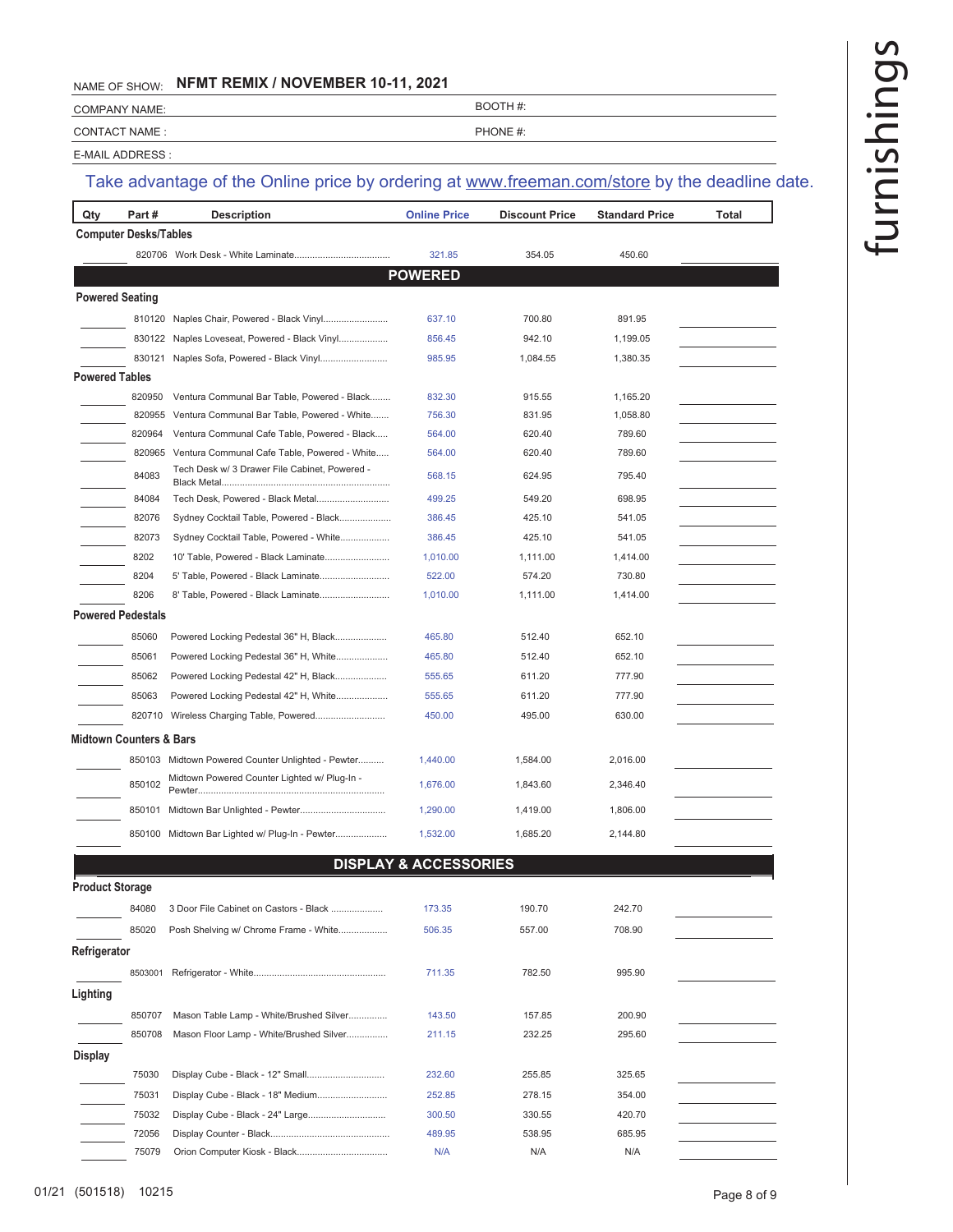# furnishings

NAME OF SHOW: **NFMT REMIX / NOVEMBER 10-11, 2021**

COMPANY NAME: BOOTH #:

CONTACT NAME : PHONE #:

E-MAIL ADDRESS :

Take advantage of the Online price by ordering at www.freeman.com/store by the deadline date.

| Qty | Part # | Description | Online Price | Discount Price | Standard Price | Total |
|---|---|---|---|---|---|---|
| **Computer Desks/Tables** | | | | | | |
| | 820706 | Work Desk - White Laminate | 321.85 | 354.05 | 450.60 | |
| **POWERED** | | | | | | |
| **Powered Seating** | | | | | | |
| | 810120 | Naples Chair, Powered - Black Vinyl | 637.10 | 700.80 | 891.95 | |
| | 830122 | Naples Loveseat, Powered - Black Vinyl | 856.45 | 942.10 | 1,199.05 | |
| | 830121 | Naples Sofa, Powered - Black Vinyl | 985.95 | 1,084.55 | 1,380.35 | |
| **Powered Tables** | | | | | | |
| | 820950 | Ventura Communal Bar Table, Powered - Black | 832.30 | 915.55 | 1,165.20 | |
| | 820955 | Ventura Communal Bar Table, Powered - White | 756.30 | 831.95 | 1,058.80 | |
| | 820964 | Ventura Communal Cafe Table, Powered - Black | 564.00 | 620.40 | 789.60 | |
| | 820965 | Ventura Communal Cafe Table, Powered - White | 564.00 | 620.40 | 789.60 | |
| | 84083 | Tech Desk w/ 3 Drawer File Cabinet, Powered - Black Metal | 568.15 | 624.95 | 795.40 | |
| | 84084 | Tech Desk, Powered - Black Metal | 499.25 | 549.20 | 698.95 | |
| | 82076 | Sydney Cocktail Table, Powered - Black | 386.45 | 425.10 | 541.05 | |
| | 82073 | Sydney Cocktail Table, Powered - White | 386.45 | 425.10 | 541.05 | |
| | 8202 | 10' Table, Powered - Black Laminate | 1,010.00 | 1,111.00 | 1,414.00 | |
| | 8204 | 5' Table, Powered - Black Laminate | 522.00 | 574.20 | 730.80 | |
| | 8206 | 8' Table, Powered - Black Laminate | 1,010.00 | 1,111.00 | 1,414.00 | |
| **Powered Pedestals** | | | | | | |
| | 85060 | Powered Locking Pedestal 36" H, Black | 465.80 | 512.40 | 652.10 | |
| | 85061 | Powered Locking Pedestal 36" H, White | 465.80 | 512.40 | 652.10 | |
| | 85062 | Powered Locking Pedestal 42" H, Black | 555.65 | 611.20 | 777.90 | |
| | 85063 | Powered Locking Pedestal 42" H, White | 555.65 | 611.20 | 777.90 | |
| | 820710 | Wireless Charging Table, Powered | 450.00 | 495.00 | 630.00 | |
| **Midtown Counters & Bars** | | | | | | |
| | 850103 | Midtown Powered Counter Unlighted - Pewter | 1,440.00 | 1,584.00 | 2,016.00 | |
| | 850102 | Midtown Powered Counter Lighted w/ Plug-In - Pewter | 1,676.00 | 1,843.60 | 2,346.40 | |
| | 850101 | Midtown Bar Unlighted - Pewter | 1,290.00 | 1,419.00 | 1,806.00 | |
| | 850100 | Midtown Bar Lighted w/ Plug-In - Pewter | 1,532.00 | 1,685.20 | 2,144.80 | |
| **DISPLAY & ACCESSORIES** | | | | | | |
| **Product Storage** | | | | | | |
| | 84080 | 3 Door File Cabinet on Castors - Black | 173.35 | 190.70 | 242.70 | |
| | 85020 | Posh Shelving w/ Chrome Frame - White | 506.35 | 557.00 | 708.90 | |
| **Refrigerator** | | | | | | |
| | 8503001 | Refrigerator - White | 711.35 | 782.50 | 995.90 | |
| **Lighting** | | | | | | |
| | 850707 | Mason Table Lamp - White/Brushed Silver | 143.50 | 157.85 | 200.90 | |
| | 850708 | Mason Floor Lamp - White/Brushed Silver | 211.15 | 232.25 | 295.60 | |
| **Display** | | | | | | |
| | 75030 | Display Cube - Black - 12" Small | 232.60 | 255.85 | 325.65 | |
| | 75031 | Display Cube - Black - 18" Medium | 252.85 | 278.15 | 354.00 | |
| | 75032 | Display Cube - Black - 24" Large | 300.50 | 330.55 | 420.70 | |
| | 72056 | Display Counter - Black | 489.95 | 538.95 | 685.95 | |
| | 75079 | Orion Computer Kiosk - Black | N/A | N/A | N/A | |

01/21 (501518) 10215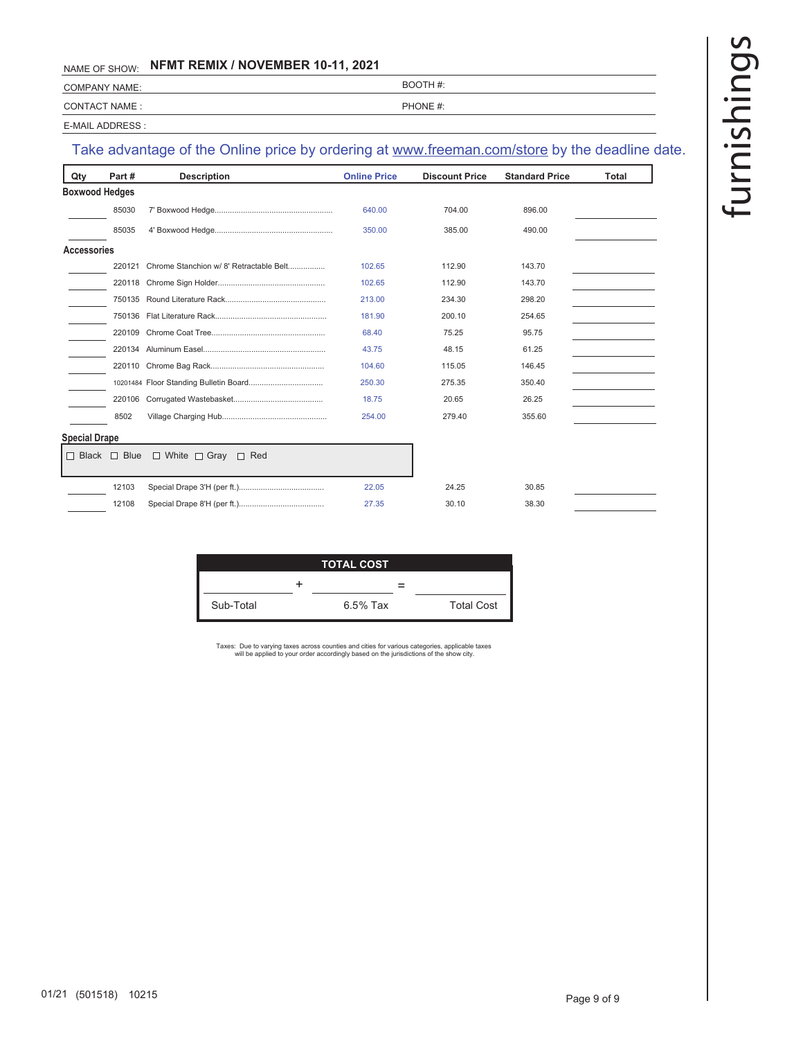NAME OF SHOW: **NFMT REMIX / NOVEMBER 10-11, 2021**

COMPANY NAME: BOOTH #:

CONTACT NAME : PHONE #:

E-MAIL ADDRESS :

furnishings

Take advantage of the Online price by ordering at www.freeman.com/store by the deadline date.

| Qty | Part # | Description | Online Price | Discount Price | Standard Price | Total |
|---|---|---|---|---|---|---|
| **Boxwood Hedges** | | | | | | |
| | 85030 | 7' Boxwood Hedge | 640.00 | 704.00 | 896.00 | |
| | 85035 | 4' Boxwood Hedge | 350.00 | 385.00 | 490.00 | |
| **Accessories** | | | | | | |
| | 220121 | Chrome Stanchion w/ 8' Retractable Belt | 102.65 | 112.90 | 143.70 | |
| | 220118 | Chrome Sign Holder | 102.65 | 112.90 | 143.70 | |
| | 750135 | Round Literature Rack | 213.00 | 234.30 | 298.20 | |
| | 750136 | Flat Literature Rack | 181.90 | 200.10 | 254.65 | |
| | 220109 | Chrome Coat Tree | 68.40 | 75.25 | 95.75 | |
| | 220134 | Aluminum Easel | 43.75 | 48.15 | 61.25 | |
| | 220110 | Chrome Bag Rack | 104.60 | 115.05 | 146.45 | |
| | 10201484 | Floor Standing Bulletin Board | 250.30 | 275.35 | 350.40 | |
| | 220106 | Corrugated Wastebasket | 18.75 | 20.65 | 26.25 | |
| | 8502 | Village Charging Hub | 254.00 | 279.40 | 355.60 | |
| **Special Drape** | | | | | | |
| | | ☐ Black ☐ Blue ☐ White ☐ Gray ☐ Red | | | | |
| | 12103 | Special Drape 3'H (per ft.) | 22.05 | 24.25 | 30.85 | |
| | 12108 | Special Drape 8'H (per ft.) | 27.35 | 30.10 | 38.30 | |

| TOTAL COST | | | | |
|---|---|---|---|---|
| | + | | = | |
| Sub-Total | | 6.5% Tax | | Total Cost |

Taxes: Due to varying taxes across counties and cities for various categories, applicable taxes will be applied to your order accordingly based on the jurisdictions of the show city.

01/21 (501518) 10215